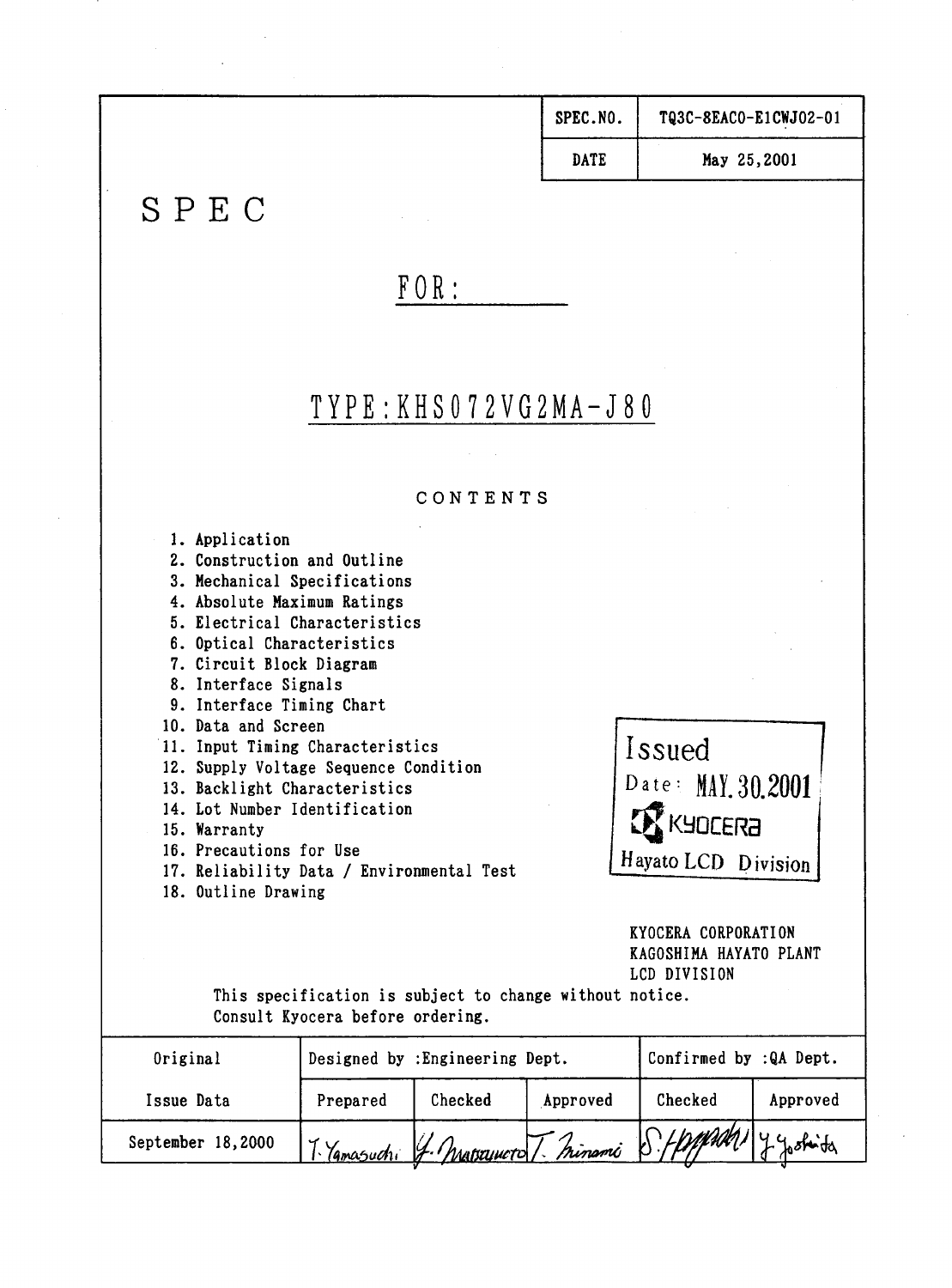| SPEC.NO. | TQ3C-8EAC0-E1CWJ02-01 |
|---|---|
| DATE | May 25,2001 |

# S P E C

## FOR:

## TYPE:KHS072VG2MA-J80

### CONTENTS

1. Application
2. Construction and Outline
3. Mechanical Specifications
4. Absolute Maximum Ratings
5. Electrical Characteristics
6. Optical Characteristics
7. Circuit Block Diagram
8. Interface Signals
9. Interface Timing Chart
10. Data and Screen
11. Input Timing Characteristics
12. Supply Voltage Sequence Condition
13. Backlight Characteristics
14. Lot Number Identification
15. Warranty
16. Precautions for Use
17. Reliability Data / Environmental Test
18. Outline Drawing

Issued
Date: MAY.30.2001
KYOCERA
Hayato LCD Division

KYOCERA CORPORATION
KAGOSHIMA HAYATO PLANT
LCD DIVISION

This specification is subject to change without notice.
Consult Kyocera before ordering.

| Original | Designed by :Engineering Dept. | | | Confirmed by :QA Dept. | |
|---|---|---|---|---|---|
| Issue Data | Prepared | Checked | Approved | Checked | Approved |
| September 18,2000 | T. Yamasuchi | Y. Matsumoto | T. Minami | S. Hayashi | Y. Yoshida |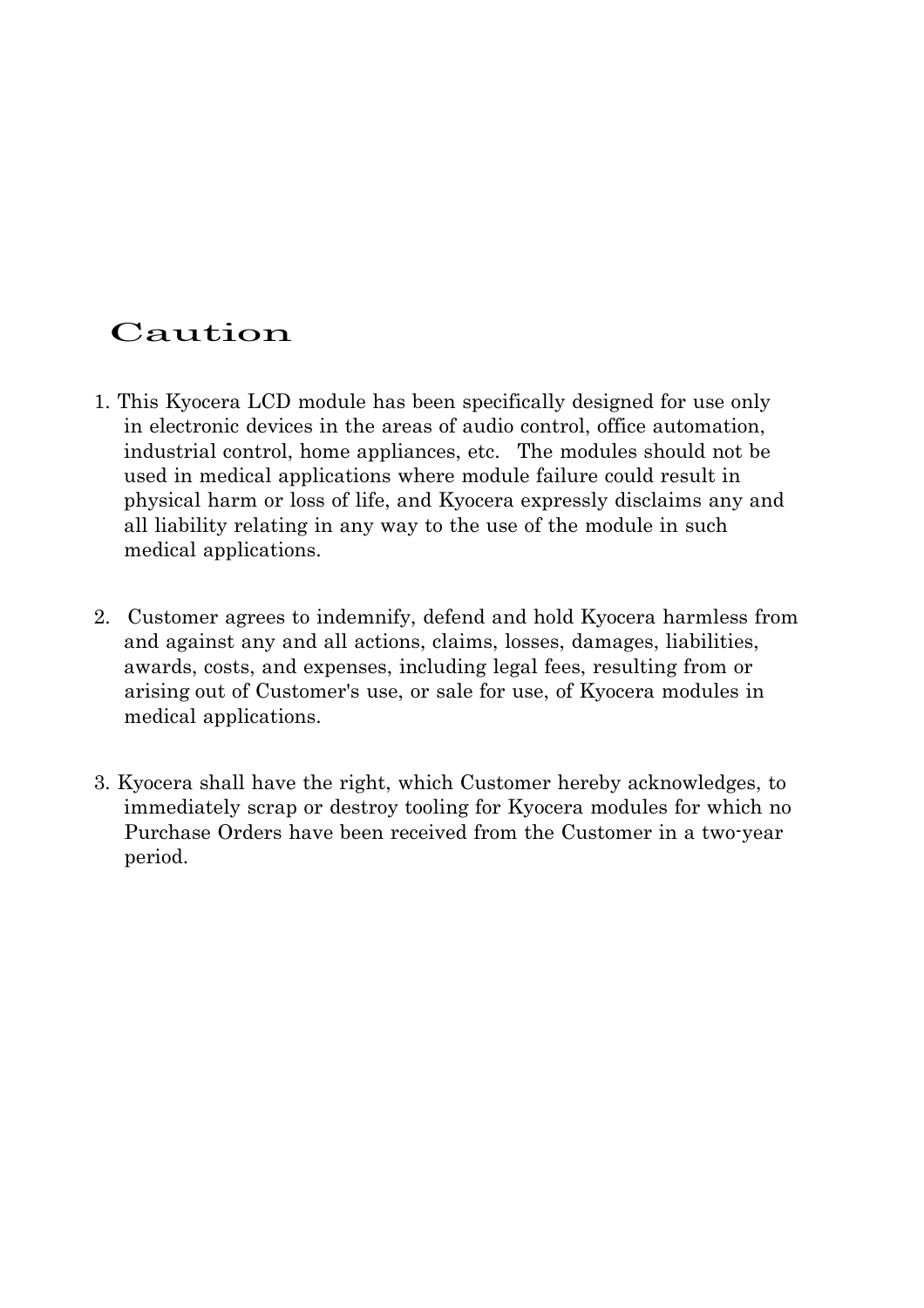# Caution

1. This Kyocera LCD module has been specifically designed for use only in electronic devices in the areas of audio control, office automation, industrial control, home appliances, etc. The modules should not be used in medical applications where module failure could result in physical harm or loss of life, and Kyocera expressly disclaims any and all liability relating in any way to the use of the module in such medical applications.

2. Customer agrees to indemnify, defend and hold Kyocera harmless from and against any and all actions, claims, losses, damages, liabilities, awards, costs, and expenses, including legal fees, resulting from or arising out of Customer's use, or sale for use, of Kyocera modules in medical applications.

3. Kyocera shall have the right, which Customer hereby acknowledges, to immediately scrap or destroy tooling for Kyocera modules for which no Purchase Orders have been received from the Customer in a two-year period.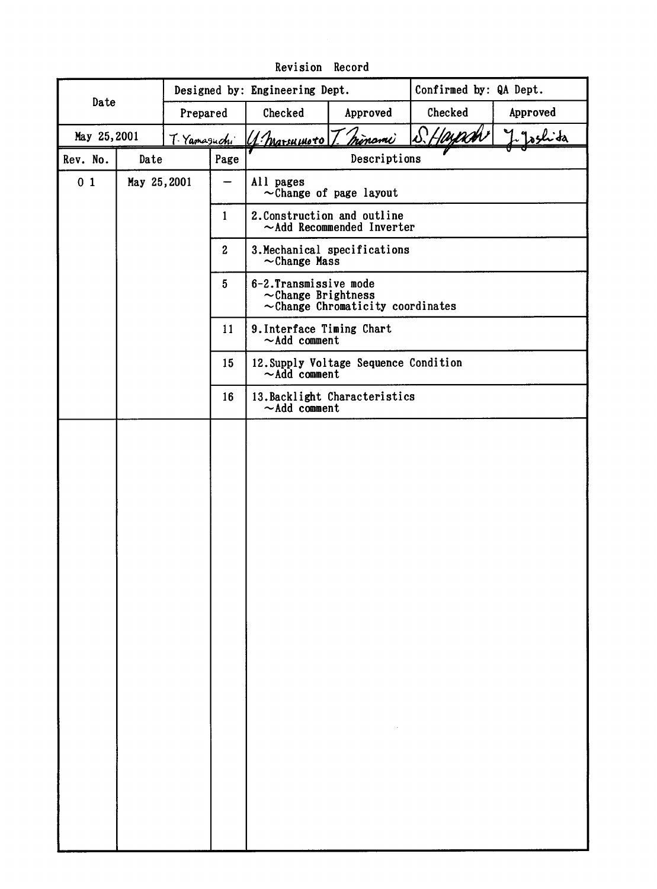# Revision Record

| Date | Designed by: Engineering Dept. | | | Confirmed by: QA Dept. | |
|---|---|---|---|---|---|
| | Prepared | Checked | Approved | Checked | Approved |
| May 25,2001 | T. Yamaguchi | Y. Matsumoto | T. Minami | S. Hayashi | J. Yoshida |

| Rev. No. | Date | Page | Descriptions |
|---|---|---|---|
| 0 1 | May 25,2001 | — | All pages<br>~Change of page layout |
| | | 1 | 2.Construction and outline<br>~Add Recommended Inverter |
| | | 2 | 3.Mechanical specifications<br>~Change Mass |
| | | 5 | 6-2.Transmissive mode<br>~Change Brightness<br>~Change Chromaticity coordinates |
| | | 11 | 9.Interface Timing Chart<br>~Add comment |
| | | 15 | 12.Supply Voltage Sequence Condition<br>~Add comment |
| | | 16 | 13.Backlight Characteristics<br>~Add comment |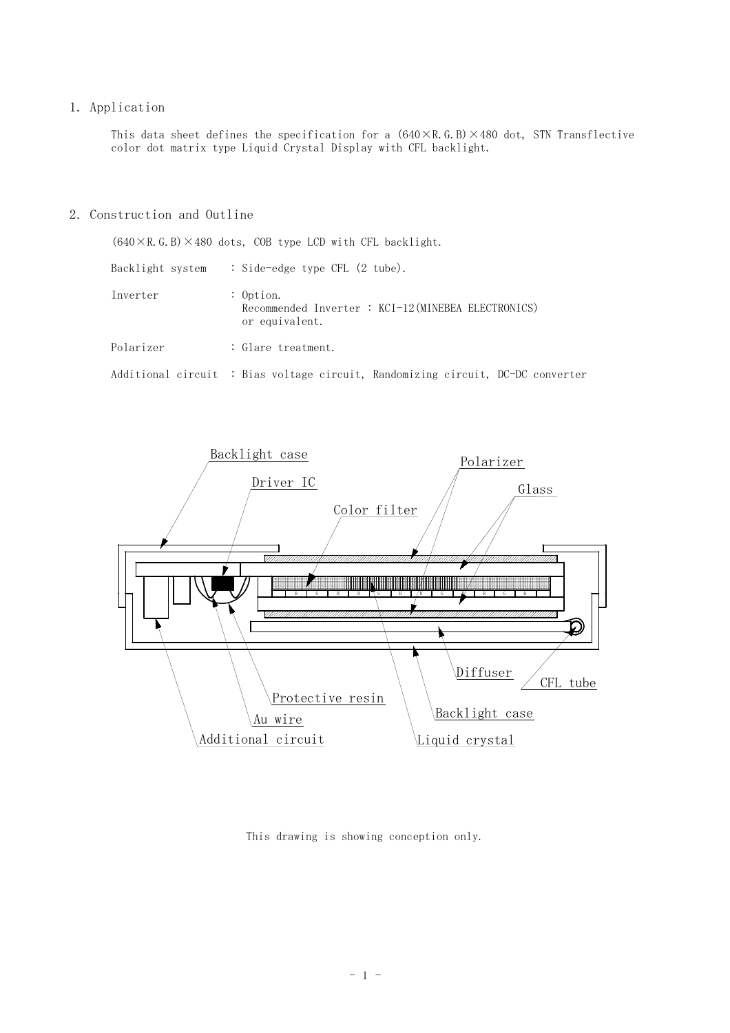## 1. Application

This data sheet defines the specification for a (640×R.G.B)×480 dot, STN Transflective color dot matrix type Liquid Crystal Display with CFL backlight.

## 2. Construction and Outline

(640×R.G.B)×480 dots, COB type LCD with CFL backlight.

| | |
|---|---|
| Backlight system | : Side-edge type CFL (2 tube). |
| Inverter | : Option. Recommended Inverter : KCI-12(MINEBEA ELECTRONICS) or equivalent. |
| Polarizer | : Glare treatment. |
| Additional circuit | : Bias voltage circuit, Randomizing circuit, DC-DC converter |

Backlight case, Driver IC, Color filter, Polarizer, Glass, Diffuser, CFL tube, Protective resin, Au wire, Additional circuit, Backlight case, Liquid crystal

This drawing is showing conception only.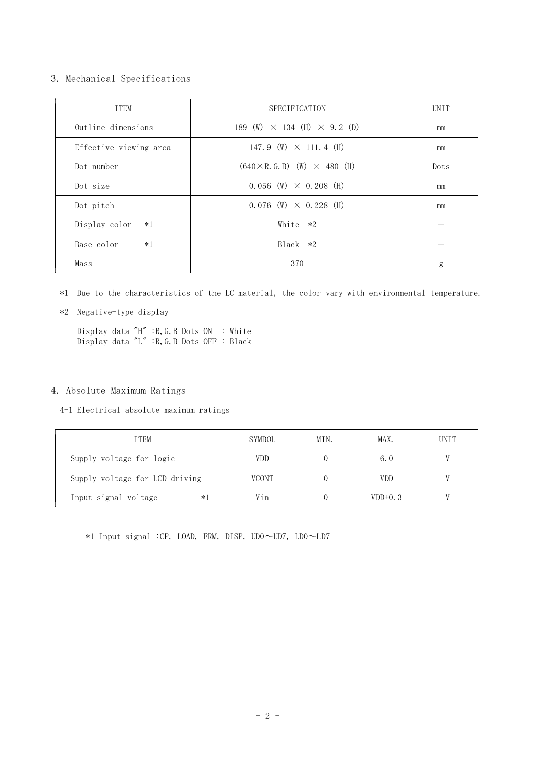## 3. Mechanical Specifications

| ITEM | SPECIFICATION | UNIT |
|---|---|---|
| Outline dimensions | 189 (W) × 134 (H) × 9.2 (D) | mm |
| Effective viewing area | 147.9 (W) × 111.4 (H) | mm |
| Dot number | (640×R.G.B) (W) × 480 (H) | Dots |
| Dot size | 0.056 (W) × 0.208 (H) | mm |
| Dot pitch | 0.076 (W) × 0.228 (H) | mm |
| Display color *1 | White *2 | — |
| Base color *1 | Black *2 | — |
| Mass | 370 | g |

*1 Due to the characteristics of the LC material, the color vary with environmental temperature.

*2 Negative-type display

Display data "H" :R,G,B Dots ON : White
Display data "L" :R,G,B Dots OFF : Black

## 4. Absolute Maximum Ratings

4-1 Electrical absolute maximum ratings

| ITEM | SYMBOL | MIN. | MAX. | UNIT |
|---|---|---|---|---|
| Supply voltage for logic | VDD | 0 | 6.0 | V |
| Supply voltage for LCD driving | VCONT | 0 | VDD | V |
| Input signal voltage *1 | Vin | 0 | VDD+0.3 | V |

*1 Input signal :CP, LOAD, FRM, DISP, UD0～UD7, LD0～LD7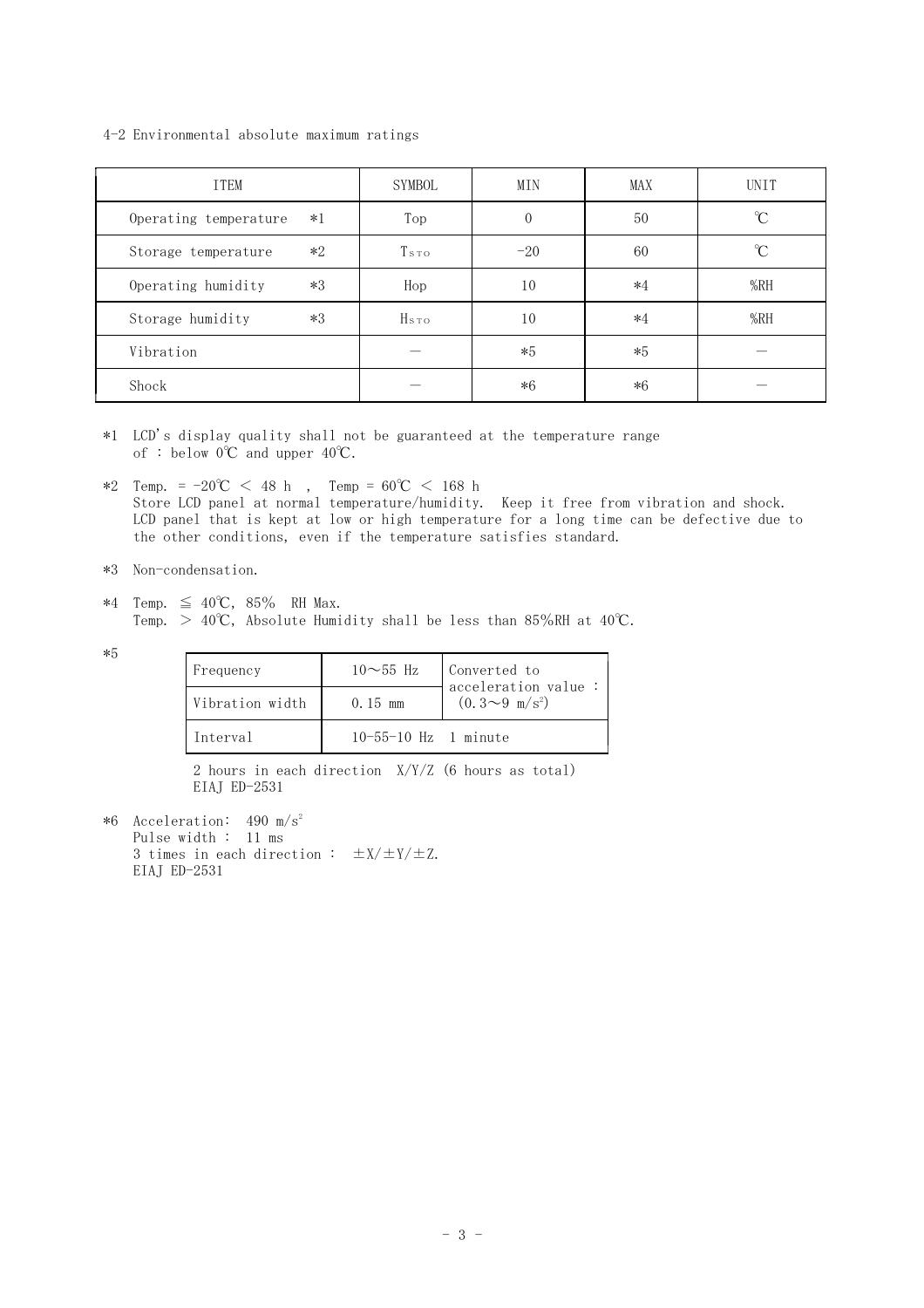4-2 Environmental absolute maximum ratings

| ITEM | SYMBOL | MIN | MAX | UNIT |
|---|---|---|---|---|
| Operating temperature *1 | Top | 0 | 50 | ℃ |
| Storage temperature *2 | $T_{STO}$ | −20 | 60 | ℃ |
| Operating humidity *3 | Hop | 10 | *4 | %RH |
| Storage humidity *3 | $H_{STO}$ | 10 | *4 | %RH |
| Vibration | — | *5 | *5 | — |
| Shock | — | *6 | *6 | — |

*1 LCD's display quality shall not be guaranteed at the temperature range of : below 0℃ and upper 40℃.

*2 Temp. = -20℃ ＜ 48 h , Temp = 60℃ ＜ 168 h
Store LCD panel at normal temperature/humidity. Keep it free from vibration and shock.
LCD panel that is kept at low or high temperature for a long time can be defective due to the other conditions, even if the temperature satisfies standard.

*3 Non-condensation.

*4 Temp. ≦ 40℃, 85% RH Max.
Temp. ＞ 40℃, Absolute Humidity shall be less than 85%RH at 40℃.

*5

| Frequency | 10～55 Hz | Converted to acceleration value : ($0.3$～$9\ m/s^2$) |
|---|---|---|
| Vibration width | 0.15 mm | |
| Interval | 10-55-10 Hz 1 minute | |

2 hours in each direction X/Y/Z (6 hours as total)
EIAJ ED-2531

*6 Acceleration: $490\ m/s^2$
Pulse width : 11 ms
3 times in each direction : ±X/±Y/±Z.
EIAJ ED-2531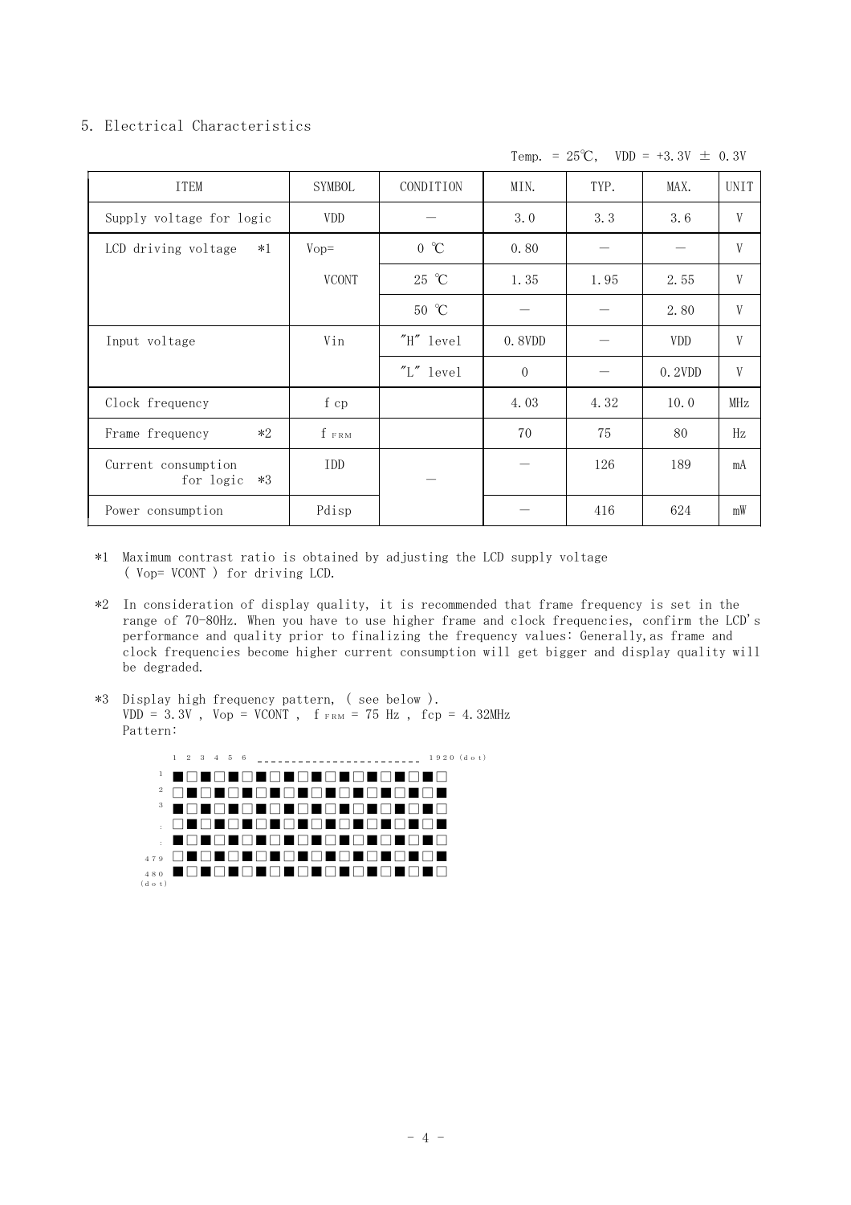## 5. Electrical Characteristics

Temp. = 25℃, VDD = +3.3V ± 0.3V

| ITEM | SYMBOL | CONDITION | MIN. | TYP. | MAX. | UNIT |
|---|---|---|---|---|---|---|
| Supply voltage for logic | VDD | — | 3.0 | 3.3 | 3.6 | V |
| LCD driving voltage *1 | Vop= VCONT | 0 ℃ | 0.80 | — | — | V |
| | | 25 ℃ | 1.35 | 1.95 | 2.55 | V |
| | | 50 ℃ | — | — | 2.80 | V |
| Input voltage | Vin | "H" level | 0.8VDD | — | VDD | V |
| | | "L" level | 0 | — | 0.2VDD | V |
| Clock frequency | f cp | | 4.03 | 4.32 | 10.0 | MHz |
| Frame frequency *2 | $f_{FRM}$ | | 70 | 75 | 80 | Hz |
| Current consumption for logic *3 | IDD | — | — | 126 | 189 | mA |
| Power consumption | Pdisp | | — | 416 | 624 | mW |

*1 Maximum contrast ratio is obtained by adjusting the LCD supply voltage ( Vop= VCONT ) for driving LCD.

*2 In consideration of display quality, it is recommended that frame frequency is set in the range of 70-80Hz. When you have to use higher frame and clock frequencies, confirm the LCD's performance and quality prior to finalizing the frequency values: Generally,as frame and clock frequencies become higher current consumption will get bigger and display quality will be degraded.

*3 Display high frequency pattern, ( see below ).
VDD = 3.3V , Vop = VCONT , $f_{FRM}$ = 75 Hz , fcp = 4.32MHz
Pattern:

```
      1 2 3 4 5 6 ------------------------ 1920 (dot)
  1   ■□■□■□■□■□■□■□■□■□■□
  2   □■□■□■□■□■□■□■□■□■□■
  3   ■□■□■□■□■□■□■□■□■□■□
  :   □■□■□■□■□■□■□■□■□■□■
  :   ■□■□■□■□■□■□■□■□■□■□
479   □■□■□■□■□■□■□■□■□■□■
480   ■□■□■□■□■□■□■□■□■□■□
(dot)
```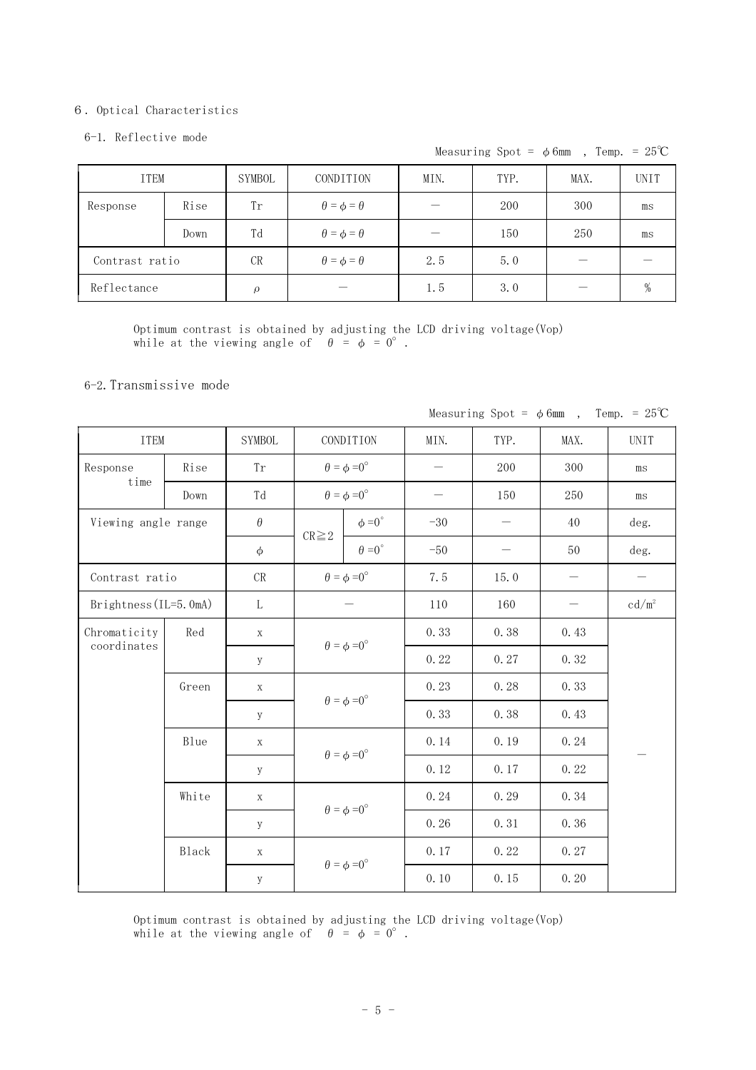## 6. Optical Characteristics

### 6-1. Reflective mode

Measuring Spot = φ6mm , Temp. = 25℃

| ITEM | | SYMBOL | CONDITION | MIN. | TYP. | MAX. | UNIT |
|---|---|---|---|---|---|---|---|
| Response | Rise | Tr | θ = φ = θ | — | 200 | 300 | ms |
| | Down | Td | θ = φ = θ | — | 150 | 250 | ms |
| Contrast ratio | | CR | θ = φ = θ | 2.5 | 5.0 | — | — |
| Reflectance | | ρ | — | 1.5 | 3.0 | — | % |

Optimum contrast is obtained by adjusting the LCD driving voltage(Vop) while at the viewing angle of θ = φ = 0°.

### 6-2. Transmissive mode

Measuring Spot = φ6mm , Temp. = 25℃

| ITEM | | SYMBOL | CONDITION | | MIN. | TYP. | MAX. | UNIT |
|---|---|---|---|---|---|---|---|---|
| Response time | Rise | Tr | θ = φ =0° | | — | 200 | 300 | ms |
| | Down | Td | θ = φ =0° | | — | 150 | 250 | ms |
| Viewing angle range | | θ | CR≧2 | φ =0° | -30 | — | 40 | deg. |
| | | φ | | θ =0° | -50 | — | 50 | deg. |
| Contrast ratio | | CR | θ = φ =0° | | 7.5 | 15.0 | — | — |
| Brightness(IL=5.0mA) | | L | — | | 110 | 160 | — | cd/m² |
| Chromaticity coordinates | Red | x | θ = φ =0° | | 0.33 | 0.38 | 0.43 | — |
| | | y | | | 0.22 | 0.27 | 0.32 | |
| | Green | x | θ = φ =0° | | 0.23 | 0.28 | 0.33 | |
| | | y | | | 0.33 | 0.38 | 0.43 | |
| | Blue | x | θ = φ =0° | | 0.14 | 0.19 | 0.24 | |
| | | y | | | 0.12 | 0.17 | 0.22 | |
| | White | x | θ = φ =0° | | 0.24 | 0.29 | 0.34 | |
| | | y | | | 0.26 | 0.31 | 0.36 | |
| | Black | x | θ = φ =0° | | 0.17 | 0.22 | 0.27 | |
| | | y | | | 0.10 | 0.15 | 0.20 | |

Optimum contrast is obtained by adjusting the LCD driving voltage(Vop) while at the viewing angle of θ = φ = 0°.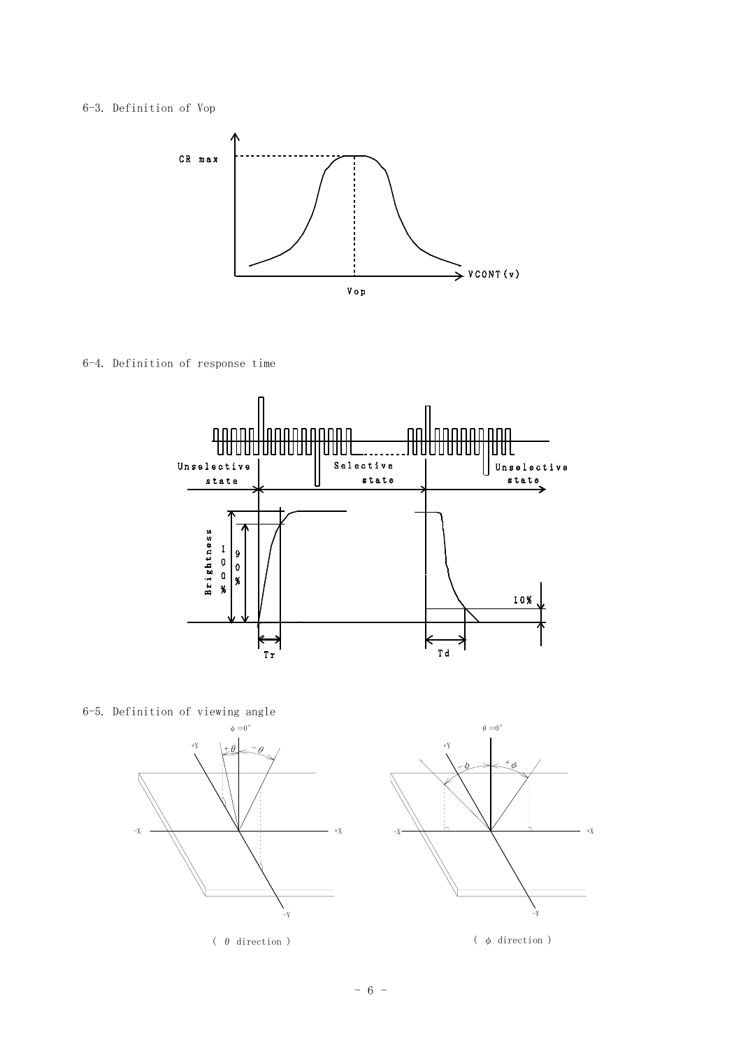6-3. Definition of Vop

CR max

VCONT(v)

Vop

6-4. Definition of response time

Unselective state

Selective state

Unselective state

Brightness

100%

90%

10%

Tr

Td

6-5. Definition of viewing angle

$\phi = 0°$

+Y

$+\theta$

$-\theta$

-X

+X

-Y

( $\theta$ direction )

$\theta = 0°$

+Y

$-\phi$

$+\phi$

-X

+X

-Y

( $\phi$ direction )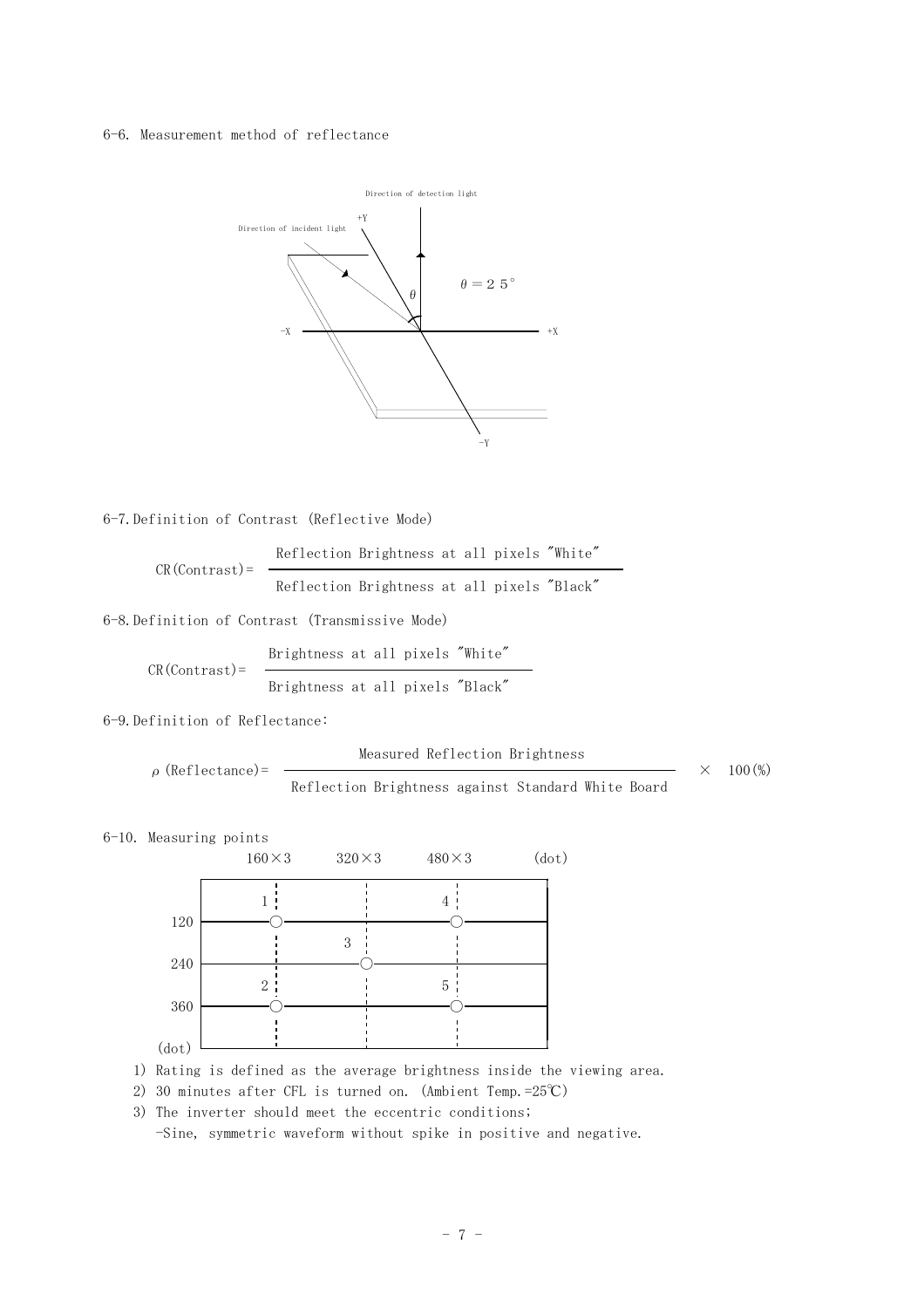6-6. Measurement method of reflectance

Direction of detection light

+Y

Direction of incident light

$\theta = 25^{\circ}$

-X +X

-Y

6-7. Definition of Contrast (Reflective Mode)

$$CR(Contrast) = \frac{\text{Reflection Brightness at all pixels "White"}}{\text{Reflection Brightness at all pixels "Black"}}$$

6-8. Definition of Contrast (Transmissive Mode)

$$CR(Contrast) = \frac{\text{Brightness at all pixels "White"}}{\text{Brightness at all pixels "Black"}}$$

6-9. Definition of Reflectance:

$$\rho\ (Reflectance) = \frac{\text{Measured Reflection Brightness}}{\text{Reflection Brightness against Standard White Board}} \times 100(\%)$$

6-10. Measuring points

160×3 320×3 480×3 (dot)

120, 240, 360 (dot)

Points: 1 (160×3, 120), 4 (480×3, 120), 3 (320×3, 240), 2 (160×3, 360), 5 (480×3, 360)

1) Rating is defined as the average brightness inside the viewing area.
2) 30 minutes after CFL is turned on. (Ambient Temp.=25℃)
3) The inverter should meet the eccentric conditions;
   -Sine, symmetric waveform without spike in positive and negative.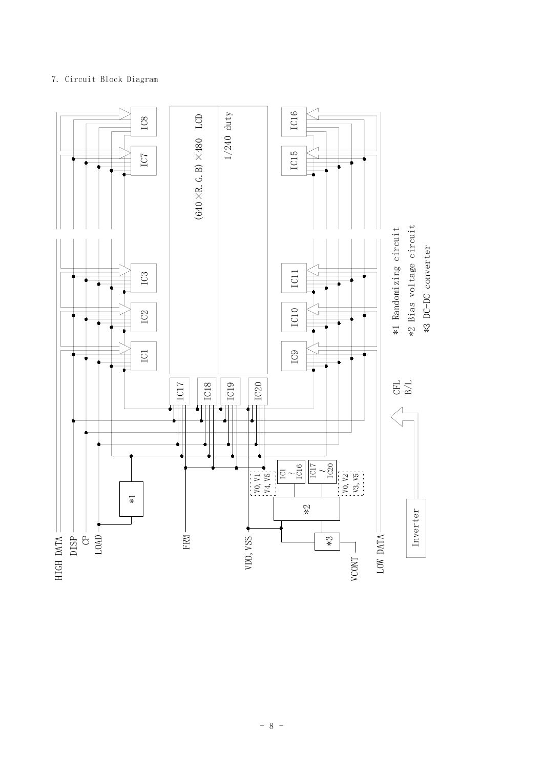7. Circuit Block Diagram

HIGH DATA
DISP
CP
LOAD
FRM
VDD, VSS
VCONT
LOW DATA

IC1, IC2, IC3, IC7, IC8
IC9, IC10, IC11, IC15, IC16
IC17, IC18, IC19, IC20

(640×R.G.B)×480 LCD
1/240 duty

*1
*2
*3

V0, V1
V4, V5

IC1 ~ IC16

IC17 ~ IC20

V0, V2
V3, V5

CFL
B/L

Inverter

*1 Randomizing circuit
*2 Bias voltage circuit
*3 DC-DC converter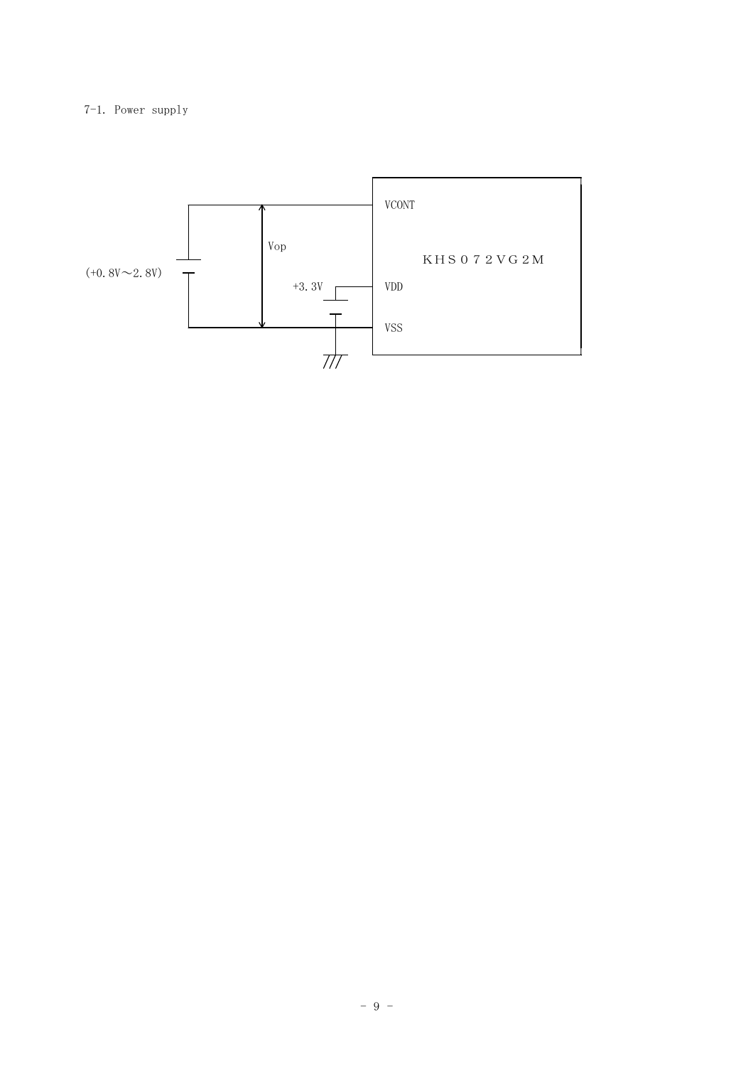7-1. Power supply

(+0.8V～2.8V)

Vop

VCONT

+3.3V

VDD

VSS

ＫＨＳ０７２ＶＧ２Ｍ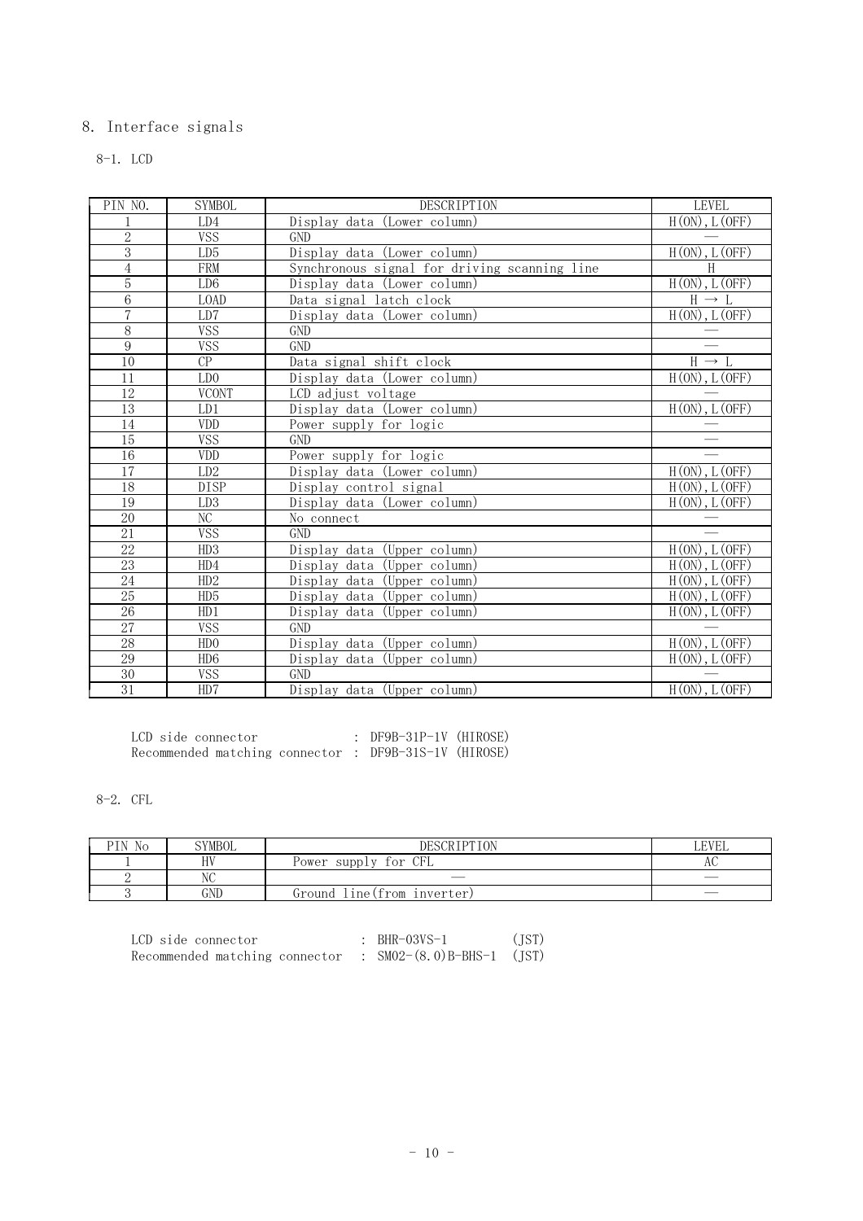## 8. Interface signals

### 8-1. LCD

| PIN NO. | SYMBOL | DESCRIPTION | LEVEL |
|---|---|---|---|
| 1 | LD4 | Display data (Lower column) | H(ON), L(OFF) |
| 2 | VSS | GND | — |
| 3 | LD5 | Display data (Lower column) | H(ON), L(OFF) |
| 4 | FRM | Synchronous signal for driving scanning line | H |
| 5 | LD6 | Display data (Lower column) | H(ON), L(OFF) |
| 6 | LOAD | Data signal latch clock | H → L |
| 7 | LD7 | Display data (Lower column) | H(ON), L(OFF) |
| 8 | VSS | GND | — |
| 9 | VSS | GND | — |
| 10 | CP | Data signal shift clock | H → L |
| 11 | LD0 | Display data (Lower column) | H(ON), L(OFF) |
| 12 | VCONT | LCD adjust voltage | — |
| 13 | LD1 | Display data (Lower column) | H(ON), L(OFF) |
| 14 | VDD | Power supply for logic | — |
| 15 | VSS | GND | — |
| 16 | VDD | Power supply for logic | — |
| 17 | LD2 | Display data (Lower column) | H(ON), L(OFF) |
| 18 | DISP | Display control signal | H(ON), L(OFF) |
| 19 | LD3 | Display data (Lower column) | H(ON), L(OFF) |
| 20 | NC | No connect | — |
| 21 | VSS | GND | — |
| 22 | HD3 | Display data (Upper column) | H(ON), L(OFF) |
| 23 | HD4 | Display data (Upper column) | H(ON), L(OFF) |
| 24 | HD2 | Display data (Upper column) | H(ON), L(OFF) |
| 25 | HD5 | Display data (Upper column) | H(ON), L(OFF) |
| 26 | HD1 | Display data (Upper column) | H(ON), L(OFF) |
| 27 | VSS | GND | — |
| 28 | HD0 | Display data (Upper column) | H(ON), L(OFF) |
| 29 | HD6 | Display data (Upper column) | H(ON), L(OFF) |
| 30 | VSS | GND | — |
| 31 | HD7 | Display data (Upper column) | H(ON), L(OFF) |

LCD side connector : DF9B-31P-1V (HIROSE)
Recommended matching connector : DF9B-31S-1V (HIROSE)

### 8-2. CFL

| PIN No | SYMBOL | DESCRIPTION | LEVEL |
|---|---|---|---|
| 1 | HV | Power supply for CFL | AC |
| 2 | NC | — | — |
| 3 | GND | Ground line(from inverter) | — |

LCD side connector : BHR-03VS-1 (JST)
Recommended matching connector : SM02-(8.0)B-BHS-1 (JST)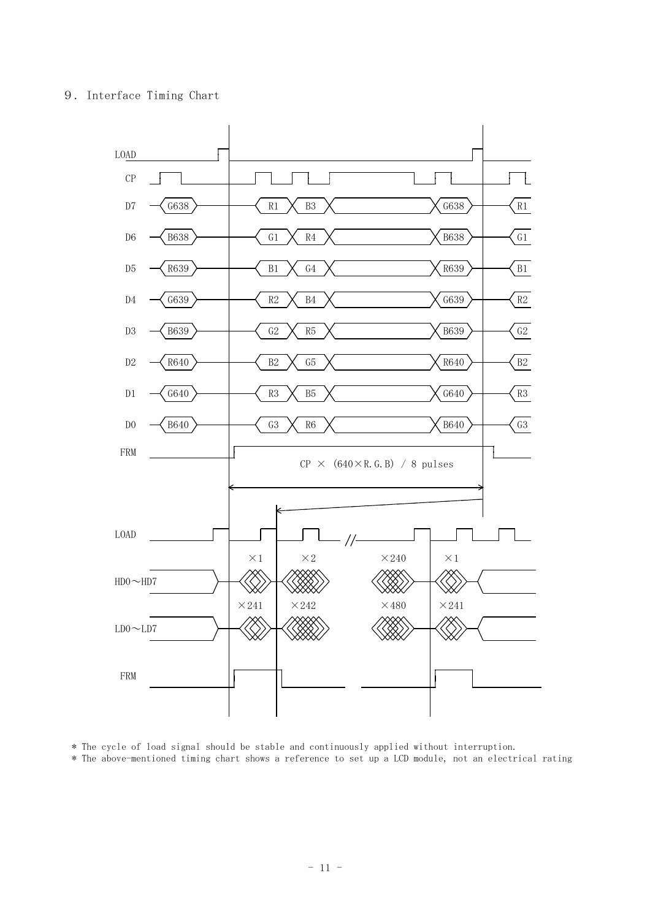## 9．Interface Timing Chart

LOAD

CP

D7 G638 R1 B3 G638 R1

D6 B638 G1 R4 B638 G1

D5 R639 B1 G4 R639 B1

D4 G639 R2 B4 G639 R2

D3 B639 G2 R5 B639 G2

D2 R640 B2 G5 R640 B2

D1 G640 R3 B5 G640 R3

D0 B640 G3 R6 B640 G3

FRM

CP × (640×R.G.B) / 8 pulses

LOAD

×1 ×2 ×240 ×1

HD0～HD7

×241 ×242 ×480 ×241

LD0～LD7

FRM

* The cycle of load signal should be stable and continuously applied without interruption.
* The above-mentioned timing chart shows a reference to set up a LCD module, not an electrical rating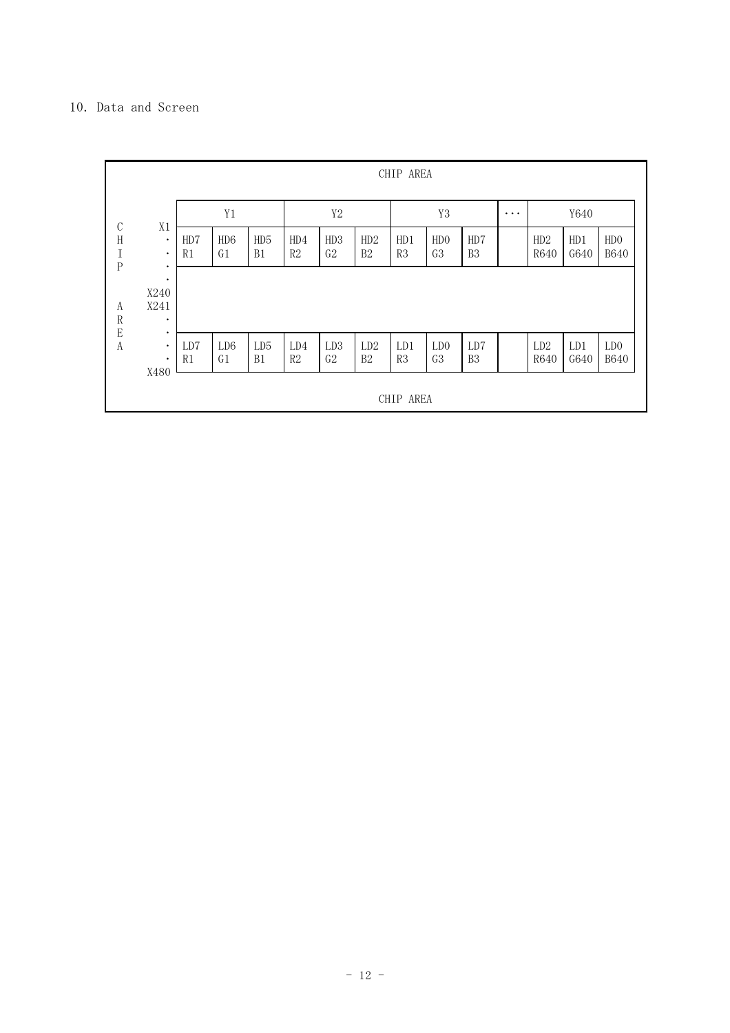## 10. Data and Screen

CHIP AREA

| | | Y1 | | | Y2 | | | Y3 | | ・・・ | | Y640 | |
|---|---|---|---|---|---|---|---|---|---|---|---|---|---|
| CHIP AREA | X1 | HD7<br>R1 | HD6<br>G1 | HD5<br>B1 | HD4<br>R2 | HD3<br>G2 | HD2<br>B2 | HD1<br>R3 | HD0<br>G3 | HD7<br>B3 | | HD2<br>R640 | HD1<br>G640 | HD0<br>B640 |
| | ・<br>・<br>・<br>・<br>X240<br>X241<br>・<br>・<br>・<br>・ | | | | | | | | | | | | | |
| | X480 | LD7<br>R1 | LD6<br>G1 | LD5<br>B1 | LD4<br>R2 | LD3<br>G2 | LD2<br>B2 | LD1<br>R3 | LD0<br>G3 | LD7<br>B3 | | LD2<br>R640 | LD1<br>G640 | LD0<br>B640 |

CHIP AREA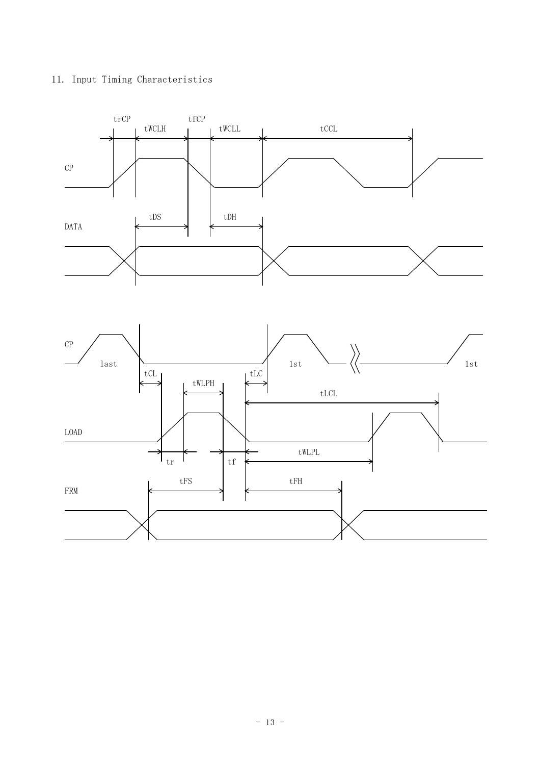## 11. Input Timing Characteristics

trCP tWCLH tfCP tWCLL tCCL

CP

DATA

tDS tDH

CP last 1st 1st

tCL tLC

tWLPH

tLCL

LOAD

tr tf tWLPL

FRM

tFS tFH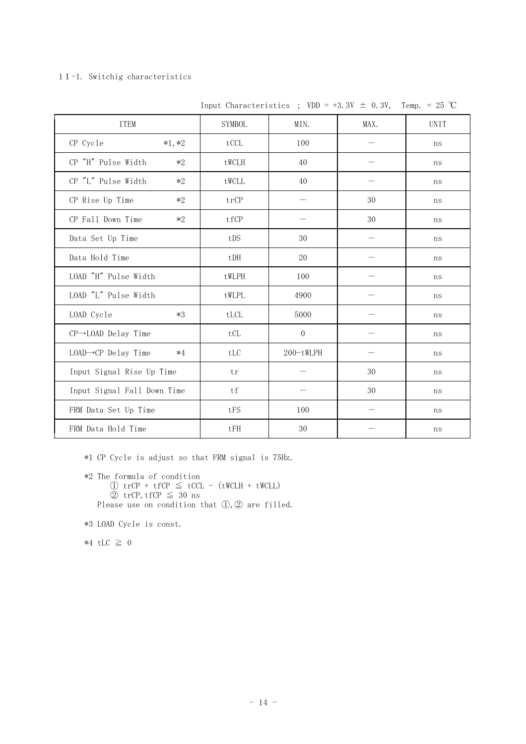## 11-1. Switchig characteristics

Input Characteristics ; VDD = +3.3V ± 0.3V, Temp. = 25 ℃

| ITEM | SYMBOL | MIN. | MAX. | UNIT |
|---|---|---|---|---|
| CP Cycle *1,*2 | tCCL | 100 | — | ns |
| CP "H" Pulse Width *2 | tWCLH | 40 | — | ns |
| CP "L" Pulse Width *2 | tWCLL | 40 | — | ns |
| CP Rise Up Time *2 | trCP | — | 30 | ns |
| CP Fall Down Time *2 | tfCP | — | 30 | ns |
| Data Set Up Time | tDS | 30 | — | ns |
| Data Hold Time | tDH | 20 | — | ns |
| LOAD "H" Pulse Width | tWLPH | 100 | — | ns |
| LOAD "L" Pulse Width | tWLPL | 4900 | — | ns |
| LOAD Cycle *3 | tLCL | 5000 | — | ns |
| CP→LOAD Delay Time | tCL | 0 | — | ns |
| LOAD→CP Delay Time *4 | tLC | 200-tWLPH | — | ns |
| Input Signal Rise Up Time | tr | — | 30 | ns |
| Input Signal Fall Down Time | tf | — | 30 | ns |
| FRM Data Set Up Time | tFS | 100 | — | ns |
| FRM Data Hold Time | tFH | 30 | — | ns |

*1 CP Cycle is adjust so that FRM signal is 75Hz.

*2 The formula of condition
① trCP + tfCP ≦ tCCL - (tWCLH + tWCLL)
② trCP,tfCP ≦ 30 ns
Please use on condition that ①,② are filled.

*3 LOAD Cycle is const.

*4 tLC ≧ 0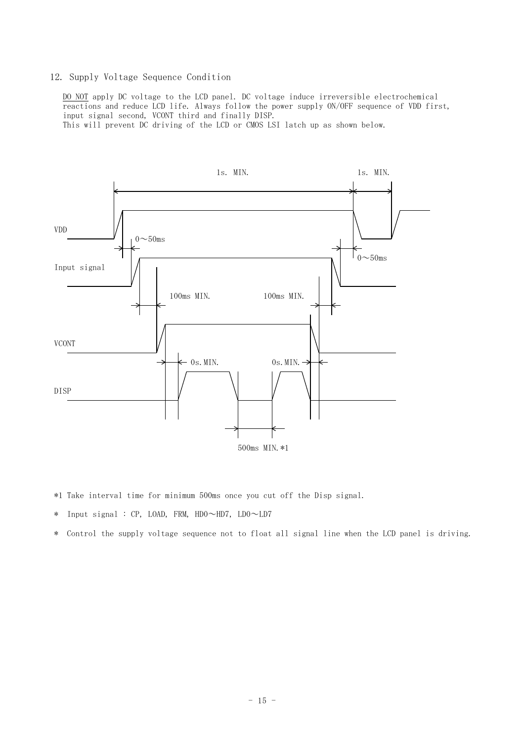## 12. Supply Voltage Sequence Condition

DO NOT apply DC voltage to the LCD panel. DC voltage induce irreversible electrochemical reactions and reduce LCD life. Always follow the power supply ON/OFF sequence of VDD first, input signal second, VCONT third and finally DISP.
This will prevent DC driving of the LCD or CMOS LSI latch up as shown below.

1s. MIN.  1s. MIN.

VDD

0～50ms  0～50ms

Input signal

100ms MIN.  100ms MIN.

VCONT

0s.MIN.  0s.MIN.

DISP

500ms MIN.*1

*1 Take interval time for minimum 500ms once you cut off the Disp signal.

* Input signal : CP, LOAD, FRM, HD0～HD7, LD0～LD7

* Control the supply voltage sequence not to float all signal line when the LCD panel is driving.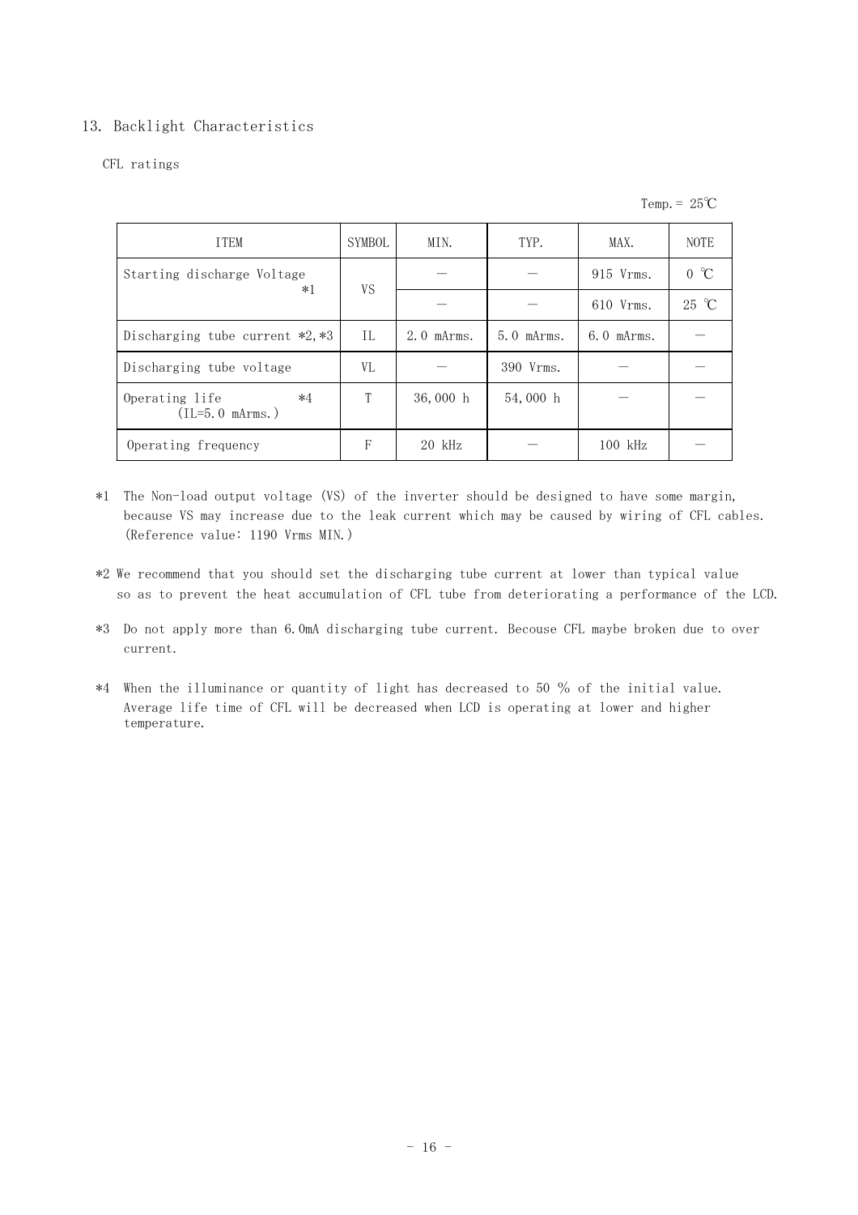## 13. Backlight Characteristics

CFL ratings

Temp.= 25℃

| ITEM | SYMBOL | MIN. | TYP. | MAX. | NOTE |
|---|---|---|---|---|---|
| Starting discharge Voltage *1 | VS | — | — | 915 Vrms. | 0 ℃ |
| | | — | — | 610 Vrms. | 25 ℃ |
| Discharging tube current *2,*3 | IL | 2.0 mArms. | 5.0 mArms. | 6.0 mArms. | — |
| Discharging tube voltage | VL | — | 390 Vrms. | — | — |
| Operating life *4 (IL=5.0 mArms.) | T | 36,000 h | 54,000 h | — | — |
| Operating frequency | F | 20 kHz | — | 100 kHz | — |

*1 The Non-load output voltage (VS) of the inverter should be designed to have some margin, because VS may increase due to the leak current which may be caused by wiring of CFL cables. (Reference value: 1190 Vrms MIN.)

*2 We recommend that you should set the discharging tube current at lower than typical value so as to prevent the heat accumulation of CFL tube from deteriorating a performance of the LCD.

*3 Do not apply more than 6.0mA discharging tube current. Becouse CFL maybe broken due to over current.

*4 When the illuminance or quantity of light has decreased to 50 % of the initial value. Average life time of CFL will be decreased when LCD is operating at lower and higher temperature.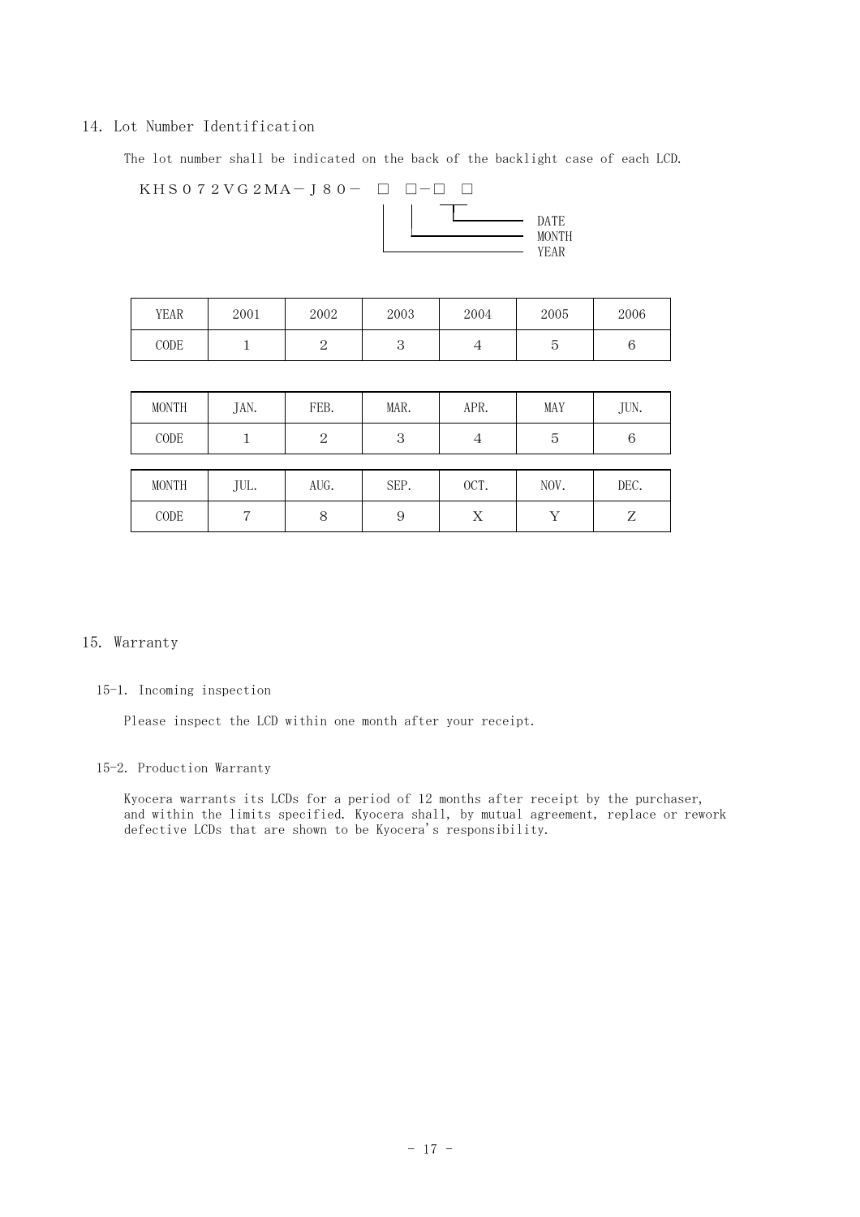## 14. Lot Number Identification

The lot number shall be indicated on the back of the backlight case of each LCD.

ＫＨＳ０７２ＶＧ２ＭＡ－Ｊ８０－ □ □－□ □

- DATE
- MONTH
- YEAR

| YEAR | 2001 | 2002 | 2003 | 2004 | 2005 | 2006 |
|---|---|---|---|---|---|---|
| CODE | 1 | 2 | 3 | 4 | 5 | 6 |

| MONTH | JAN. | FEB. | MAR. | APR. | MAY | JUN. |
|---|---|---|---|---|---|---|
| CODE | 1 | 2 | 3 | 4 | 5 | 6 |

| MONTH | JUL. | AUG. | SEP. | OCT. | NOV. | DEC. |
|---|---|---|---|---|---|---|
| CODE | 7 | 8 | 9 | X | Y | Z |

## 15. Warranty

### 15-1. Incoming inspection

Please inspect the LCD within one month after your receipt.

### 15-2. Production Warranty

Kyocera warrants its LCDs for a period of 12 months after receipt by the purchaser, and within the limits specified. Kyocera shall, by mutual agreement, replace or rework defective LCDs that are shown to be Kyocera's responsibility.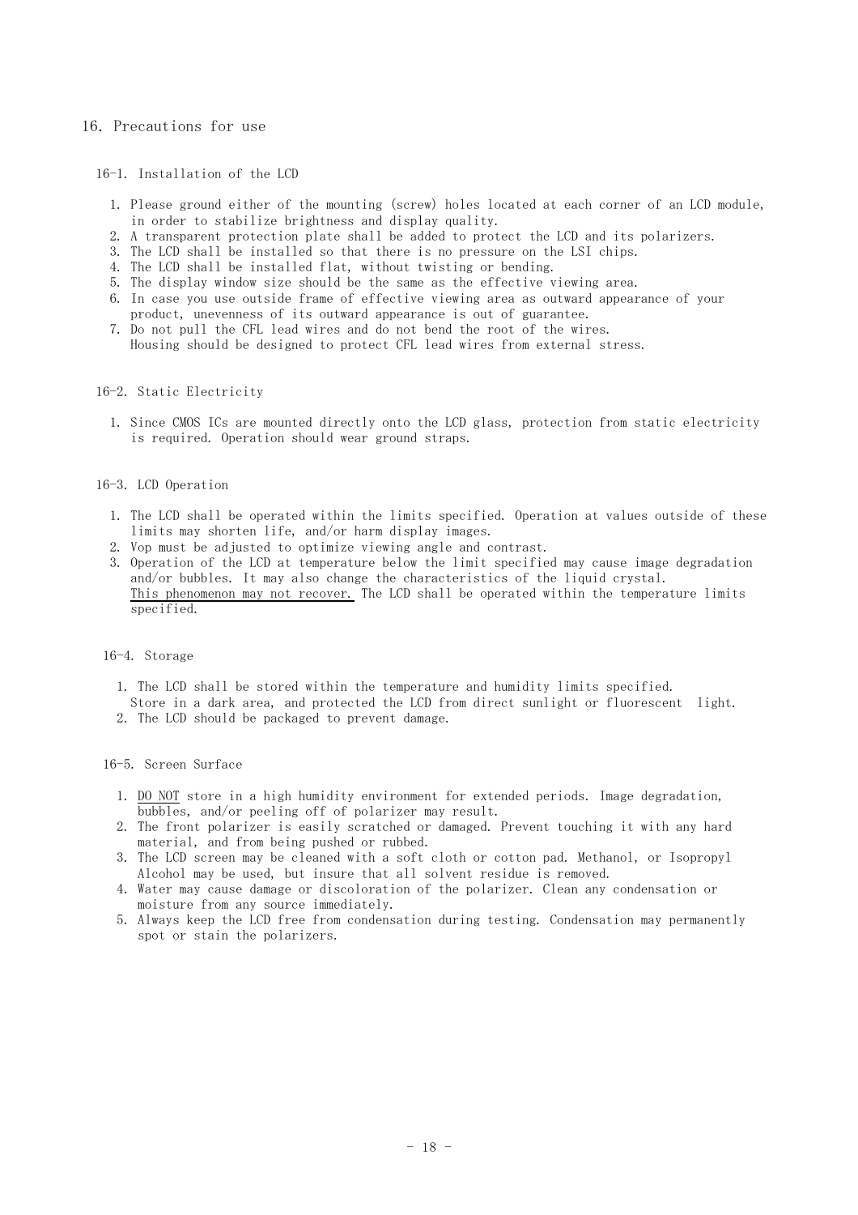# 16. Precautions for use

## 16-1. Installation of the LCD

1. Please ground either of the mounting (screw) holes located at each corner of an LCD module, in order to stabilize brightness and display quality.
2. A transparent protection plate shall be added to protect the LCD and its polarizers.
3. The LCD shall be installed so that there is no pressure on the LSI chips.
4. The LCD shall be installed flat, without twisting or bending.
5. The display window size should be the same as the effective viewing area.
6. In case you use outside frame of effective viewing area as outward appearance of your product, unevenness of its outward appearance is out of guarantee.
7. Do not pull the CFL lead wires and do not bend the root of the wires. Housing should be designed to protect CFL lead wires from external stress.

## 16-2. Static Electricity

1. Since CMOS ICs are mounted directly onto the LCD glass, protection from static electricity is required. Operation should wear ground straps.

## 16-3. LCD Operation

1. The LCD shall be operated within the limits specified. Operation at values outside of these limits may shorten life, and/or harm display images.
2. Vop must be adjusted to optimize viewing angle and contrast.
3. Operation of the LCD at temperature below the limit specified may cause image degradation and/or bubbles. It may also change the characteristics of the liquid crystal. This phenomenon may not recover. The LCD shall be operated within the temperature limits specified.

## 16-4. Storage

1. The LCD shall be stored within the temperature and humidity limits specified. Store in a dark area, and protected the LCD from direct sunlight or fluorescent light.
2. The LCD should be packaged to prevent damage.

## 16-5. Screen Surface

1. DO NOT store in a high humidity environment for extended periods. Image degradation, bubbles, and/or peeling off of polarizer may result.
2. The front polarizer is easily scratched or damaged. Prevent touching it with any hard material, and from being pushed or rubbed.
3. The LCD screen may be cleaned with a soft cloth or cotton pad. Methanol, or Isopropyl Alcohol may be used, but insure that all solvent residue is removed.
4. Water may cause damage or discoloration of the polarizer. Clean any condensation or moisture from any source immediately.
5. Always keep the LCD free from condensation during testing. Condensation may permanently spot or stain the polarizers.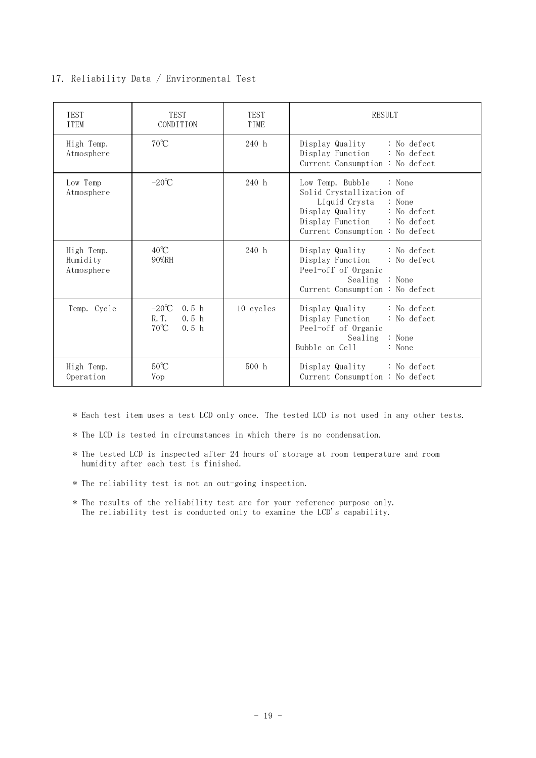## 17. Reliability Data / Environmental Test

| TEST ITEM | TEST CONDITION | TEST TIME | RESULT |
|---|---|---|---|
| High Temp. Atmosphere | 70℃ | 240 h | Display Quality : No defect<br>Display Function : No defect<br>Current Consumption : No defect |
| Low Temp Atmosphere | −20℃ | 240 h | Low Temp. Bubble : None<br>Solid Crystallization of Liquid Crysta : None<br>Display Quality : No defect<br>Display Function : No defect<br>Current Consumption : No defect |
| High Temp. Humidity Atmosphere | 40℃<br>90%RH | 240 h | Display Quality : No defect<br>Display Function : No defect<br>Peel-off of Organic Sealing : None<br>Current Consumption : No defect |
| Temp. Cycle | −20℃ 0.5 h<br>R.T. 0.5 h<br>70℃ 0.5 h | 10 cycles | Display Quality : No defect<br>Display Function : No defect<br>Peel-off of Organic Sealing : None<br>Bubble on Cell : None |
| High Temp. Operation | 50℃<br>Vop | 500 h | Display Quality : No defect<br>Current Consumption : No defect |

* Each test item uses a test LCD only once. The tested LCD is not used in any other tests.
* The LCD is tested in circumstances in which there is no condensation.
* The tested LCD is inspected after 24 hours of storage at room temperature and room humidity after each test is finished.
* The reliability test is not an out-going inspection.
* The results of the reliability test are for your reference purpose only.
  The reliability test is conducted only to examine the LCD's capability.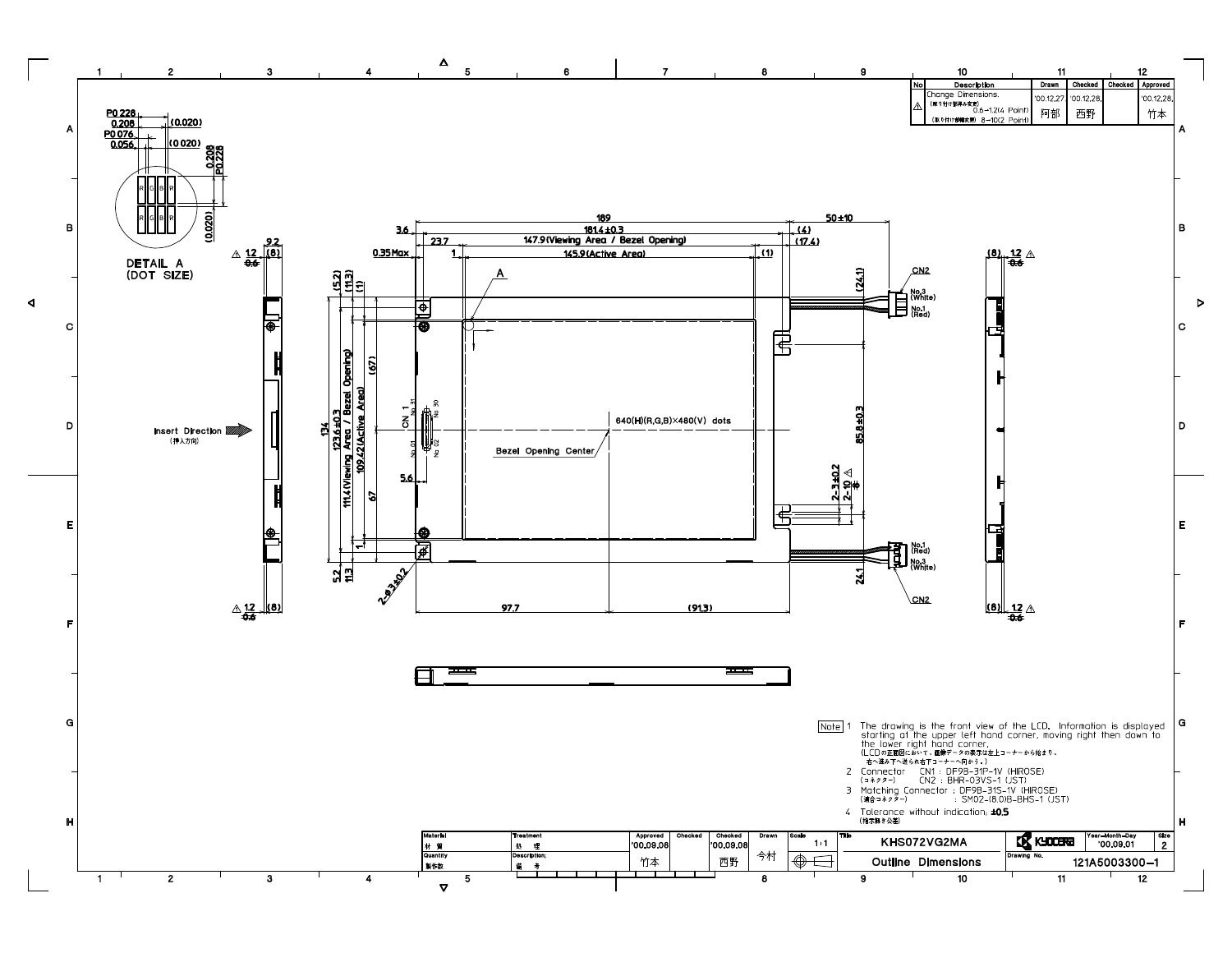| No | Description | Drawn | Checked | Checked | Approved |
|---|---|---|---|---|---|
| ⚠ | Change Dimensions. (取り付け部厚み変更) 0.6→1.2(4 Point) (取り付け部幅変更) 8→10(2 Point) | '00.12.27 阿部 | '00.12.28 西野 | | '00.12.28 竹本 |

DETAIL A
(DOT SIZE)

P0.228
0.208
(0.020)
P0.076
0.056
(0.020)

189
181.4±0.3
147.9(Viewing Area / Bezel Opening)
145.9(Active Area)
640(H)(R,G,B)×480(V) dots
Bezel Opening Center
134
123.6±0.3
111.4(Viewing Area / Bezel Opening)
109.42(Active Area)
85.8±0.3
50±10
97.7
(91.3)
2-φ3±0.2
2-3±0.2
2-10
CN 1
CN2
No.3 (White)
No.1 (Red)

Insert Direction
(挿入方向)

Note
1. The drawing is the front view of the LCD. Information is displayed starting at the upper left hand corner, moving right then down to the lower right hand corner.
(LCDの正面図において、画像データの表示は左上コーナーから始まり、右へ進み下へ送られ右下コーナーへ向かう。)
2. Connector CN1 : DF9B-31P-1V (HIROSE)
(コネクター) CN2 : BHR-03VS-1 (JST)
3. Matching Connector : DF9B-31S-1V (HIROSE)
(適合コネクター) : SM02-(8.0)B-BHS-1 (JST)
4. Tolerance without indication: ±0.5
(指示無き公差)

| Material 材質 | Treatment 処理 | Approved | Checked | Checked | Drawn | Scale | Title | | Year-Month-Day | Size |
|---|---|---|---|---|---|---|---|---|---|---|
| Quantity 製作数 | Description 備考 | '00.09.08 竹本 | | '00.09.08 西野 | 今村 | 1:1 | KHS072VG2MA Outline Dimensions | KYOCERA | '00.09.01 | 2 |
| | | | | | | | | Drawing No. 121A5003300-1 | | |